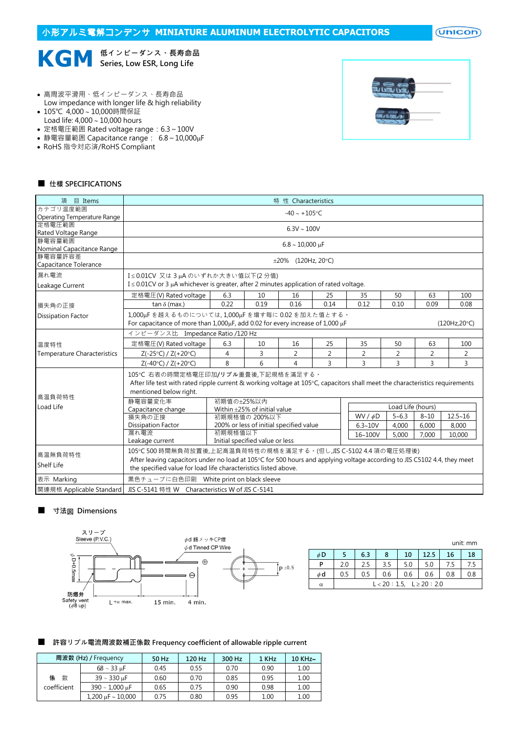小形アルミ電解コンデンサ MINIATURE ALUMINUM ELECTROLYTIC CAPACITORS

# KGM 低インピーダンス、長寿命品 Series, Low ESR, Long Life

- 高周波平滑用、低インピーダンス、長寿命品
  Low impedance with longer life & high reliability
- 105℃ 4,000 ~ 10,000時間保証
  Load life: 4,000 ~ 10,000 hours
- 定格電圧範囲 Rated voltage range：6.3 ~ 100V
- 静電容量範囲 Capacitance range： 6.8 ~ 10,000μF
- RoHS 指令対応済/RoHS Compliant

## ■ 仕様 SPECIFICATIONS

| 項 目 Items | 特 性 Characteristics | | | | | | | | |
|---|---|---|---|---|---|---|---|---|---|
| カテゴリ温度範囲 Operating Temperature Range | -40 ~ +105°C | | | | | | | | |
| 定格電圧範囲 Rated Voltage Range | 6.3V ~ 100V | | | | | | | | |
| 静電容量範囲 Nominal Capacitance Range | 6.8 ~ 10,000 μF | | | | | | | | |
| 静電容量許容差 Capacitance Tolerance | ±20% (120Hz, 20°C) | | | | | | | | |
| 漏れ電流 Leakage Current | I ≤ 0.01CV 又は 3 μA のいずれか大きい値以下(2 分値)<br>I ≤ 0.01CV or 3 μA whichever is greater, after 2 minutes application of rated voltage. | | | | | | | | |
| 損失角の正接 Dissipation Factor | 定格電圧(V) Rated voltage | 6.3 | 10 | 16 | 25 | 35 | 50 | 63 | 100 |
| | tan δ (max.) | 0.22 | 0.19 | 0.16 | 0.14 | 0.12 | 0.10 | 0.09 | 0.08 |
| | 1,000μF を越えるものについては, 1,000μF を増す毎に 0.02 を加えた値とする。<br>For capacitance of more than 1,000μF, add 0.02 for every increase of 1,000 μF (120Hz,20°C) | | | | | | | | |
| 温度特性 Temperature Characteristics | インピーダンス比 Impedance Ratio /120 Hz | | | | | | | | |
| | 定格電圧(V) Rated voltage | 6.3 | 10 | 16 | 25 | 35 | 50 | 63 | 100 |
| | Z(-25°C) / Z(+20°C) | 4 | 3 | 2 | 2 | 2 | 2 | 2 | 2 |
| | Z(-40°C) / Z(+20°C) | 8 | 6 | 4 | 3 | 3 | 3 | 3 | 3 |
| 高温負荷特性 Load Life | 105°C 右表の時間定格電圧印加/リプル重畳後,下記規格を満足する。<br>After life test with rated ripple current & working voltage at 105°C, capacitors shall meet the characteristics requirements mentioned below right. | | | | | | | | |
| | 静電容量変化率 Capacitance change | 初期値の±25%以内 Within ±25% of initial value | | | | | | | |
| | 損失角の正接 Dissipation Factor | 初期規格値の 200%以下 200% or less of initial specified value | | | | | | | |
| | 漏れ電流 Leakage current | 初期規格値以下 Initial specified value or less | | | | | | | |
| 高温無負荷特性 Shelf Life | 105°C 500 時間無負荷放置後,上記高温負荷特性の規格を満足する。(但し,JIS C-5102 4.4 項の電圧処理後)<br>After leaving capacitors under no load at 105°C for 500 hours and applying voltage according to JIS C5102 4.4, they meet the specified value for load life characteristics listed above. | | | | | | | | |
| 表示 Marking | 黒色チューブに白色印刷 White print on black sleeve | | | | | | | | |
| 関連規格 Applicable Standard | JIS C-5141 特性 W Characteristics W of JIS C-5141 | | | | | | | | |

Load Life (hours)

| WV / φD | 5~6.3 | 8~10 | 12.5~16 |
|---|---|---|---|
| 6.3~10V | 4,000 | 6,000 | 8,000 |
| 16~100V | 5,000 | 7,000 | 10,000 |

## ■ 寸法図 Dimensions

スリーブ Sleeve (P.V.C.)　φd 錫メッキCP線 φd Tinned CP Wire　φD+0.5max　防爆弁 Safety vent (φ8 up)　L+α max.　15 min.　4 min.　P ±0.5

unit: mm

| φD | 5 | 6.3 | 8 | 10 | 12.5 | 16 | 18 |
|---|---|---|---|---|---|---|---|
| P | 2.0 | 2.5 | 3.5 | 5.0 | 5.0 | 7.5 | 7.5 |
| φd | 0.5 | 0.5 | 0.6 | 0.6 | 0.6 | 0.8 | 0.8 |
| α | L < 20 : 1.5, L ≥ 20 : 2.0 | | | | | | |

## ■ 許容リプル電流周波数補正係数 Frequency coefficient of allowable ripple current

| 周波数 (Hz) / Frequency | | 50 Hz | 120 Hz | 300 Hz | 1 KHz | 10 KHz~ |
|---|---|---|---|---|---|---|
| 係 数 coefficient | 68 ~ 33 μF | 0.45 | 0.55 | 0.70 | 0.90 | 1.00 |
| | 39 ~ 330 μF | 0.60 | 0.70 | 0.85 | 0.95 | 1.00 |
| | 390 ~ 1,000 μF | 0.65 | 0.75 | 0.90 | 0.98 | 1.00 |
| | 1,200 μF ~ 10,000 | 0.75 | 0.80 | 0.95 | 1.00 | 1.00 |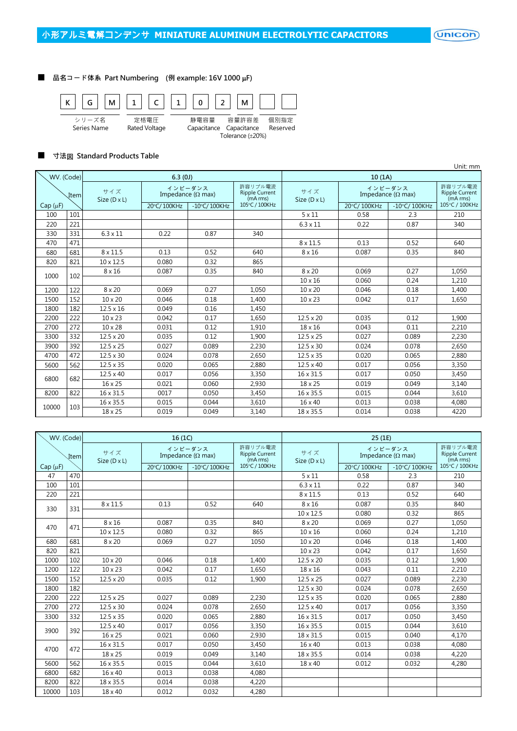## 小形アルミ電解コンデンサ MINIATURE ALUMINUM ELECTROLYTIC CAPACITORS

### ■ 品名コード体系 Part Numbering (例 example: 16V 1000 µF)

| K | G | M | 1 | C | 1 | 0 | 2 | M | | |
|---|---|---|---|---|---|---|---|---|---|---|
| シリーズ名 Series Name | | | 定格電圧 Rated Voltage | | 静電容量 Capacitance | | | 容量許容差 Capacitance Tolerance (±20%) | 個別指定 Reserved | |

### ■ 寸法図 Standard Products Table

Unit: mm

| WV. (Code) | | 6.3 (0J) | | | | 10 (1A) | | | |
|---|---|---|---|---|---|---|---|---|---|
| Cap (µF) | Item | サイズ Size (D x L) | インピーダンス Impedance (Ω max) 20°C/ 100KHz | -10°C/ 100KHz | 許容リプル電流 Ripple Current (mA rms) 105°C / 100KHz | サイズ Size (D x L) | インピーダンス Impedance (Ω max) 20°C/ 100KHz | -10°C/ 100KHz | 許容リプル電流 Ripple Current (mA rms) 105°C / 100KHz |
| 100 | 101 | | | | | 5 x 11 | 0.58 | 2.3 | 210 |
| 220 | 221 | | | | | 6.3 x 11 | 0.22 | 0.87 | 340 |
| 330 | 331 | 6.3 x 11 | 0.22 | 0.87 | 340 | | | | |
| 470 | 471 | | | | | 8 x 11.5 | 0.13 | 0.52 | 640 |
| 680 | 681 | 8 x 11.5 | 0.13 | 0.52 | 640 | 8 x 16 | 0.087 | 0.35 | 840 |
| 820 | 821 | 10 x 12.5 | 0.080 | 0.32 | 865 | | | | |
| 1000 | 102 | 8 x 16 | 0.087 | 0.35 | 840 | 8 x 20 | 0.069 | 0.27 | 1,050 |
| | | | | | | 10 x 16 | 0.060 | 0.24 | 1,210 |
| 1200 | 122 | 8 x 20 | 0.069 | 0.27 | 1,050 | 10 x 20 | 0.046 | 0.18 | 1,400 |
| 1500 | 152 | 10 x 20 | 0.046 | 0.18 | 1,400 | 10 x 23 | 0.042 | 0.17 | 1,650 |
| 1800 | 182 | 12.5 x 16 | 0.049 | 0.16 | 1,450 | | | | |
| 2200 | 222 | 10 x 23 | 0.042 | 0.17 | 1,650 | 12.5 x 20 | 0.035 | 0.12 | 1,900 |
| 2700 | 272 | 10 x 28 | 0.031 | 0.12 | 1,910 | 18 x 16 | 0.043 | 0.11 | 2,210 |
| 3300 | 332 | 12.5 x 20 | 0.035 | 0.12 | 1,900 | 12.5 x 25 | 0.027 | 0.089 | 2,230 |
| 3900 | 392 | 12.5 x 25 | 0.027 | 0.089 | 2,230 | 12.5 x 30 | 0.024 | 0.078 | 2,650 |
| 4700 | 472 | 12.5 x 30 | 0.024 | 0.078 | 2,650 | 12.5 x 35 | 0.020 | 0.065 | 2,880 |
| 5600 | 562 | 12.5 x 35 | 0.020 | 0.065 | 2,880 | 12.5 x 40 | 0.017 | 0.056 | 3,350 |
| 6800 | 682 | 12.5 x 40 | 0.017 | 0.056 | 3,350 | 16 x 31.5 | 0.017 | 0.050 | 3,450 |
| | | 16 x 25 | 0.021 | 0.060 | 2,930 | 18 x 25 | 0.019 | 0.049 | 3,140 |
| 8200 | 822 | 16 x 31.5 | 0017 | 0.050 | 3,450 | 16 x 35.5 | 0.015 | 0.044 | 3,610 |
| 10000 | 103 | 16 x 35.5 | 0.015 | 0.044 | 3,610 | 16 x 40 | 0.013 | 0.038 | 4,080 |
| | | 18 x 25 | 0.019 | 0.049 | 3,140 | 18 x 35.5 | 0.014 | 0.038 | 4220 |

| WV. (Code) | | 16 (1C) | | | | 25 (1E) | | | |
|---|---|---|---|---|---|---|---|---|---|
| Cap (µF) | Item | サイズ Size (D x L) | インピーダンス Impedance (Ω max) 20°C/ 100KHz | -10°C/ 100KHz | 許容リプル電流 Ripple Current (mA rms) 105°C / 100KHz | サイズ Size (D x L) | インピーダンス Impedance (Ω max) 20°C/ 100KHz | -10°C/ 100KHz | 許容リプル電流 Ripple Current (mA rms) 105°C / 100KHz |
| 47 | 470 | | | | | 5 x 11 | 0.58 | 2.3 | 210 |
| 100 | 101 | | | | | 6.3 x 11 | 0.22 | 0.87 | 340 |
| 220 | 221 | | | | | 8 x 11.5 | 0.13 | 0.52 | 640 |
| 330 | 331 | 8 x 11.5 | 0.13 | 0.52 | 640 | 8 x 16 | 0.087 | 0.35 | 840 |
| | | | | | | 10 x 12.5 | 0.080 | 0.32 | 865 |
| 470 | 471 | 8 x 16 | 0.087 | 0.35 | 840 | 8 x 20 | 0.069 | 0.27 | 1,050 |
| | | 10 x 12.5 | 0.080 | 0.32 | 865 | 10 x 16 | 0.060 | 0.24 | 1,210 |
| 680 | 681 | 8 x 20 | 0.069 | 0.27 | 1050 | 10 x 20 | 0.046 | 0.18 | 1,400 |
| 820 | 821 | | | | | 10 x 23 | 0.042 | 0.17 | 1,650 |
| 1000 | 102 | 10 x 20 | 0.046 | 0.18 | 1,400 | 12.5 x 20 | 0.035 | 0.12 | 1,900 |
| 1200 | 122 | 10 x 23 | 0.042 | 0.17 | 1,650 | 18 x 16 | 0.043 | 0.11 | 2,210 |
| 1500 | 152 | 12.5 x 20 | 0.035 | 0.12 | 1,900 | 12.5 x 25 | 0.027 | 0.089 | 2,230 |
| 1800 | 182 | | | | | 12.5 x 30 | 0.024 | 0.078 | 2,650 |
| 2200 | 222 | 12.5 x 25 | 0.027 | 0.089 | 2,230 | 12.5 x 35 | 0.020 | 0.065 | 2,880 |
| 2700 | 272 | 12.5 x 30 | 0.024 | 0.078 | 2,650 | 12.5 x 40 | 0.017 | 0.056 | 3,350 |
| 3300 | 332 | 12.5 x 35 | 0.020 | 0.065 | 2,880 | 16 x 31.5 | 0.017 | 0.050 | 3,450 |
| 3900 | 392 | 12.5 x 40 | 0.017 | 0.056 | 3,350 | 16 x 35.5 | 0.015 | 0.044 | 3,610 |
| | | 16 x 25 | 0.021 | 0.060 | 2,930 | 18 x 31.5 | 0.015 | 0.040 | 4,170 |
| 4700 | 472 | 16 x 31.5 | 0.017 | 0.050 | 3,450 | 16 x 40 | 0.013 | 0.038 | 4,080 |
| | | 18 x 25 | 0.019 | 0.049 | 3,140 | 18 x 35.5 | 0.014 | 0.038 | 4,220 |
| 5600 | 562 | 16 x 35.5 | 0.015 | 0.044 | 3,610 | 18 x 40 | 0.012 | 0.032 | 4,280 |
| 6800 | 682 | 16 x 40 | 0.013 | 0.038 | 4,080 | | | | |
| 8200 | 822 | 18 x 35.5 | 0.014 | 0.038 | 4,220 | | | | |
| 10000 | 103 | 18 x 40 | 0.012 | 0.032 | 4,280 | | | | |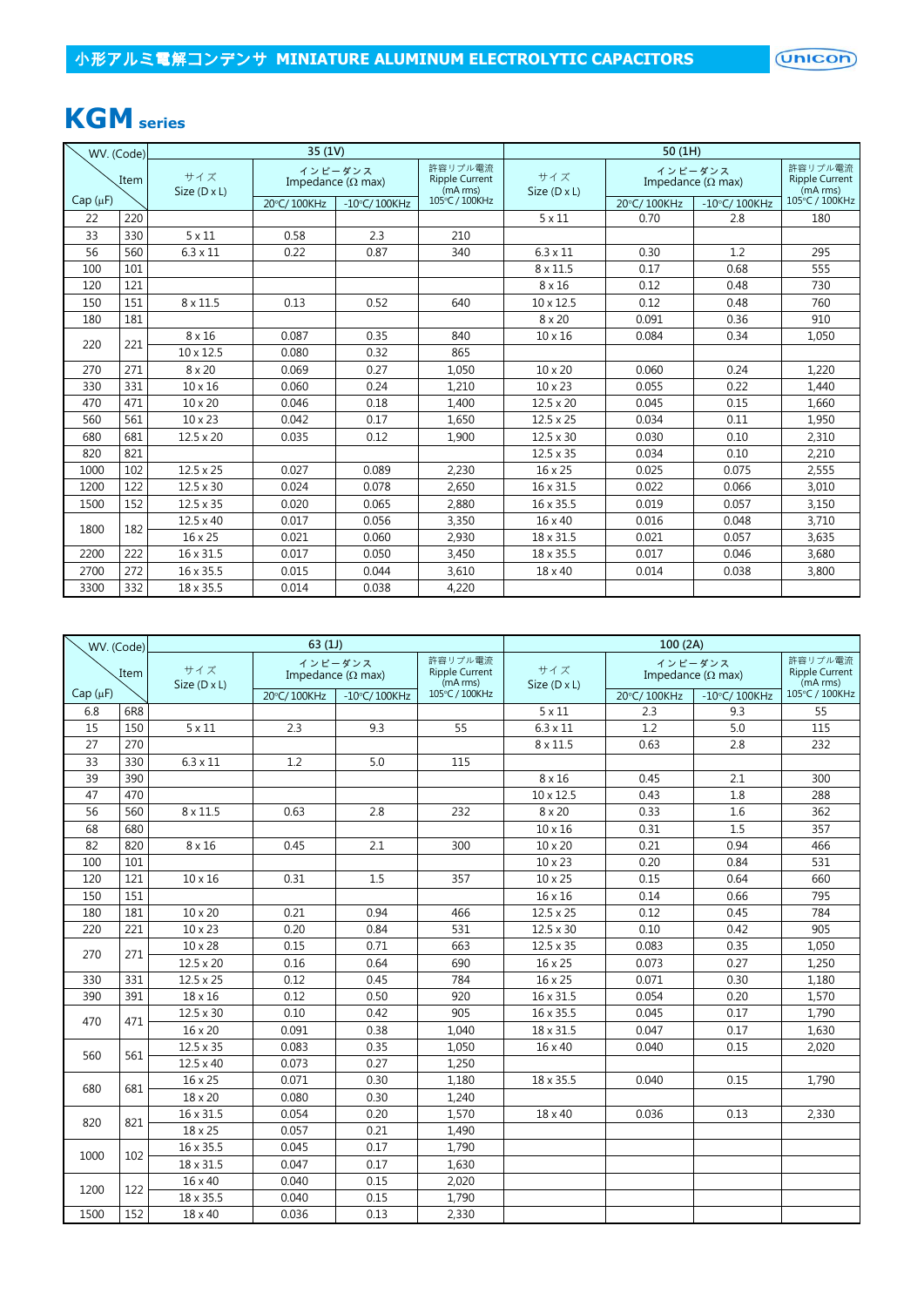小形アルミ電解コンデンサ MINIATURE ALUMINUM ELECTROLYTIC CAPACITORS

UNICON

# KGM series

| WV. (Code) / Cap (μF) | Item | 35 (1V) サイズ Size (D x L) | インピーダンス Impedance (Ω max) 20°C/ 100KHz | -10°C/ 100KHz | 許容リプル電流 Ripple Current (mA rms) 105°C / 100KHz | 50 (1H) サイズ Size (D x L) | インピーダンス Impedance (Ω max) 20°C/ 100KHz | -10°C/ 100KHz | 許容リプル電流 Ripple Current (mA rms) 105°C / 100KHz |
|---|---|---|---|---|---|---|---|---|---|
| 22 | 220 | | | | | 5 x 11 | 0.70 | 2.8 | 180 |
| 33 | 330 | 5 x 11 | 0.58 | 2.3 | 210 | | | | |
| 56 | 560 | 6.3 x 11 | 0.22 | 0.87 | 340 | 6.3 x 11 | 0.30 | 1.2 | 295 |
| 100 | 101 | | | | | 8 x 11.5 | 0.17 | 0.68 | 555 |
| 120 | 121 | | | | | 8 x 16 | 0.12 | 0.48 | 730 |
| 150 | 151 | 8 x 11.5 | 0.13 | 0.52 | 640 | 10 x 12.5 | 0.12 | 0.48 | 760 |
| 180 | 181 | | | | | 8 x 20 | 0.091 | 0.36 | 910 |
| 220 | 221 | 8 x 16 | 0.087 | 0.35 | 840 | 10 x 16 | 0.084 | 0.34 | 1,050 |
| | | 10 x 12.5 | 0.080 | 0.32 | 865 | | | | |
| 270 | 271 | 8 x 20 | 0.069 | 0.27 | 1,050 | 10 x 20 | 0.060 | 0.24 | 1,220 |
| 330 | 331 | 10 x 16 | 0.060 | 0.24 | 1,210 | 10 x 23 | 0.055 | 0.22 | 1,440 |
| 470 | 471 | 10 x 20 | 0.046 | 0.18 | 1,400 | 12.5 x 20 | 0.045 | 0.15 | 1,660 |
| 560 | 561 | 10 x 23 | 0.042 | 0.17 | 1,650 | 12.5 x 25 | 0.034 | 0.11 | 1,950 |
| 680 | 681 | 12.5 x 20 | 0.035 | 0.12 | 1,900 | 12.5 x 30 | 0.030 | 0.10 | 2,310 |
| 820 | 821 | | | | | 12.5 x 35 | 0.034 | 0.10 | 2,210 |
| 1000 | 102 | 12.5 x 25 | 0.027 | 0.089 | 2,230 | 16 x 25 | 0.025 | 0.075 | 2,555 |
| 1200 | 122 | 12.5 x 30 | 0.024 | 0.078 | 2,650 | 16 x 31.5 | 0.022 | 0.066 | 3,010 |
| 1500 | 152 | 12.5 x 35 | 0.020 | 0.065 | 2,880 | 16 x 35.5 | 0.019 | 0.057 | 3,150 |
| 1800 | 182 | 12.5 x 40 | 0.017 | 0.056 | 3,350 | 16 x 40 | 0.016 | 0.048 | 3,710 |
| | | 16 x 25 | 0.021 | 0.060 | 2,930 | 18 x 31.5 | 0.021 | 0.057 | 3,635 |
| 2200 | 222 | 16 x 31.5 | 0.017 | 0.050 | 3,450 | 18 x 35.5 | 0.017 | 0.046 | 3,680 |
| 2700 | 272 | 16 x 35.5 | 0.015 | 0.044 | 3,610 | 18 x 40 | 0.014 | 0.038 | 3,800 |
| 3300 | 332 | 18 x 35.5 | 0.014 | 0.038 | 4,220 | | | | |

| WV. (Code) / Cap (μF) | Item | 63 (1J) サイズ Size (D x L) | インピーダンス Impedance (Ω max) 20°C/ 100KHz | -10°C/ 100KHz | 許容リプル電流 Ripple Current (mA rms) 105°C / 100KHz | 100 (2A) サイズ Size (D x L) | インピーダンス Impedance (Ω max) 20°C/ 100KHz | -10°C/ 100KHz | 許容リプル電流 Ripple Current (mA rms) 105°C / 100KHz |
|---|---|---|---|---|---|---|---|---|---|
| 6.8 | 6R8 | | | | | 5 x 11 | 2.3 | 9.3 | 55 |
| 15 | 150 | 5 x 11 | 2.3 | 9.3 | 55 | 6.3 x 11 | 1.2 | 5.0 | 115 |
| 27 | 270 | | | | | 8 x 11.5 | 0.63 | 2.8 | 232 |
| 33 | 330 | 6.3 x 11 | 1.2 | 5.0 | 115 | | | | |
| 39 | 390 | | | | | 8 x 16 | 0.45 | 2.1 | 300 |
| 47 | 470 | | | | | 10 x 12.5 | 0.43 | 1.8 | 288 |
| 56 | 560 | 8 x 11.5 | 0.63 | 2.8 | 232 | 8 x 20 | 0.33 | 1.6 | 362 |
| 68 | 680 | | | | | 10 x 16 | 0.31 | 1.5 | 357 |
| 82 | 820 | 8 x 16 | 0.45 | 2.1 | 300 | 10 x 20 | 0.21 | 0.94 | 466 |
| 100 | 101 | | | | | 10 x 23 | 0.20 | 0.84 | 531 |
| 120 | 121 | 10 x 16 | 0.31 | 1.5 | 357 | 10 x 25 | 0.15 | 0.64 | 660 |
| 150 | 151 | | | | | 16 x 16 | 0.14 | 0.66 | 795 |
| 180 | 181 | 10 x 20 | 0.21 | 0.94 | 466 | 12.5 x 25 | 0.12 | 0.45 | 784 |
| 220 | 221 | 10 x 23 | 0.20 | 0.84 | 531 | 12.5 x 30 | 0.10 | 0.42 | 905 |
| 270 | 271 | 10 x 28 | 0.15 | 0.71 | 663 | 12.5 x 35 | 0.083 | 0.35 | 1,050 |
| | | 12.5 x 20 | 0.16 | 0.64 | 690 | 16 x 25 | 0.073 | 0.27 | 1,250 |
| 330 | 331 | 12.5 x 25 | 0.12 | 0.45 | 784 | 16 x 25 | 0.071 | 0.30 | 1,180 |
| 390 | 391 | 18 x 16 | 0.12 | 0.50 | 920 | 16 x 31.5 | 0.054 | 0.20 | 1,570 |
| 470 | 471 | 12.5 x 30 | 0.10 | 0.42 | 905 | 16 x 35.5 | 0.045 | 0.17 | 1,790 |
| | | 16 x 20 | 0.091 | 0.38 | 1,040 | 18 x 31.5 | 0.047 | 0.17 | 1,630 |
| 560 | 561 | 12.5 x 35 | 0.083 | 0.35 | 1,050 | 16 x 40 | 0.040 | 0.15 | 2,020 |
| | | 12.5 x 40 | 0.073 | 0.27 | 1,250 | | | | |
| 680 | 681 | 16 x 25 | 0.071 | 0.30 | 1,180 | 18 x 35.5 | 0.040 | 0.15 | 1,790 |
| | | 18 x 20 | 0.080 | 0.30 | 1,240 | | | | |
| 820 | 821 | 16 x 31.5 | 0.054 | 0.20 | 1,570 | 18 x 40 | 0.036 | 0.13 | 2,330 |
| | | 18 x 25 | 0.057 | 0.21 | 1,490 | | | | |
| 1000 | 102 | 16 x 35.5 | 0.045 | 0.17 | 1,790 | | | | |
| | | 18 x 31.5 | 0.047 | 0.17 | 1,630 | | | | |
| 1200 | 122 | 16 x 40 | 0.040 | 0.15 | 2,020 | | | | |
| | | 18 x 35.5 | 0.040 | 0.15 | 1,790 | | | | |
| 1500 | 152 | 18 x 40 | 0.036 | 0.13 | 2,330 | | | | |